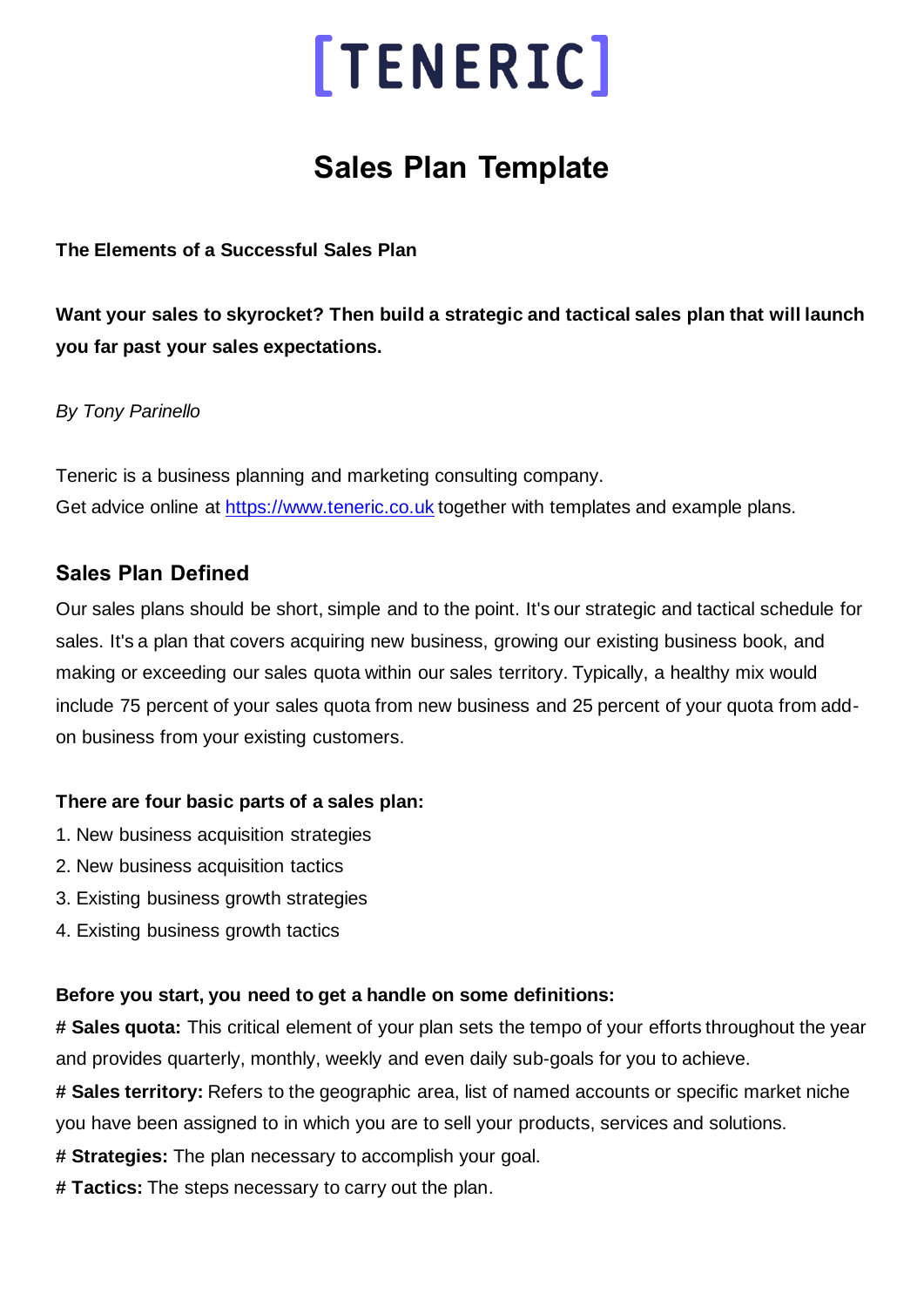# [TENERIC]

# Sales Plan Template

**The Elements of a Successful Sales Plan**

**Want your sales to skyrocket? Then build a strategic and tactical sales plan that will launch you far past your sales expectations.**

*By Tony Parinello*

Teneric is a business planning and marketing consulting company.
Get advice online at [https://www.teneric.co.uk](https://www.teneric.co.uk) together with templates and example plans.

## Sales Plan Defined

Our sales plans should be short, simple and to the point. It's our strategic and tactical schedule for sales. It's a plan that covers acquiring new business, growing our existing business book, and making or exceeding our sales quota within our sales territory. Typically, a healthy mix would include 75 percent of your sales quota from new business and 25 percent of your quota from add-on business from your existing customers.

**There are four basic parts of a sales plan:**

1. New business acquisition strategies
2. New business acquisition tactics
3. Existing business growth strategies
4. Existing business growth tactics

**Before you start, you need to get a handle on some definitions:**

# **Sales quota:** This critical element of your plan sets the tempo of your efforts throughout the year and provides quarterly, monthly, weekly and even daily sub-goals for you to achieve.

# **Sales territory:** Refers to the geographic area, list of named accounts or specific market niche you have been assigned to in which you are to sell your products, services and solutions.

# **Strategies:** The plan necessary to accomplish your goal.

# **Tactics:** The steps necessary to carry out the plan.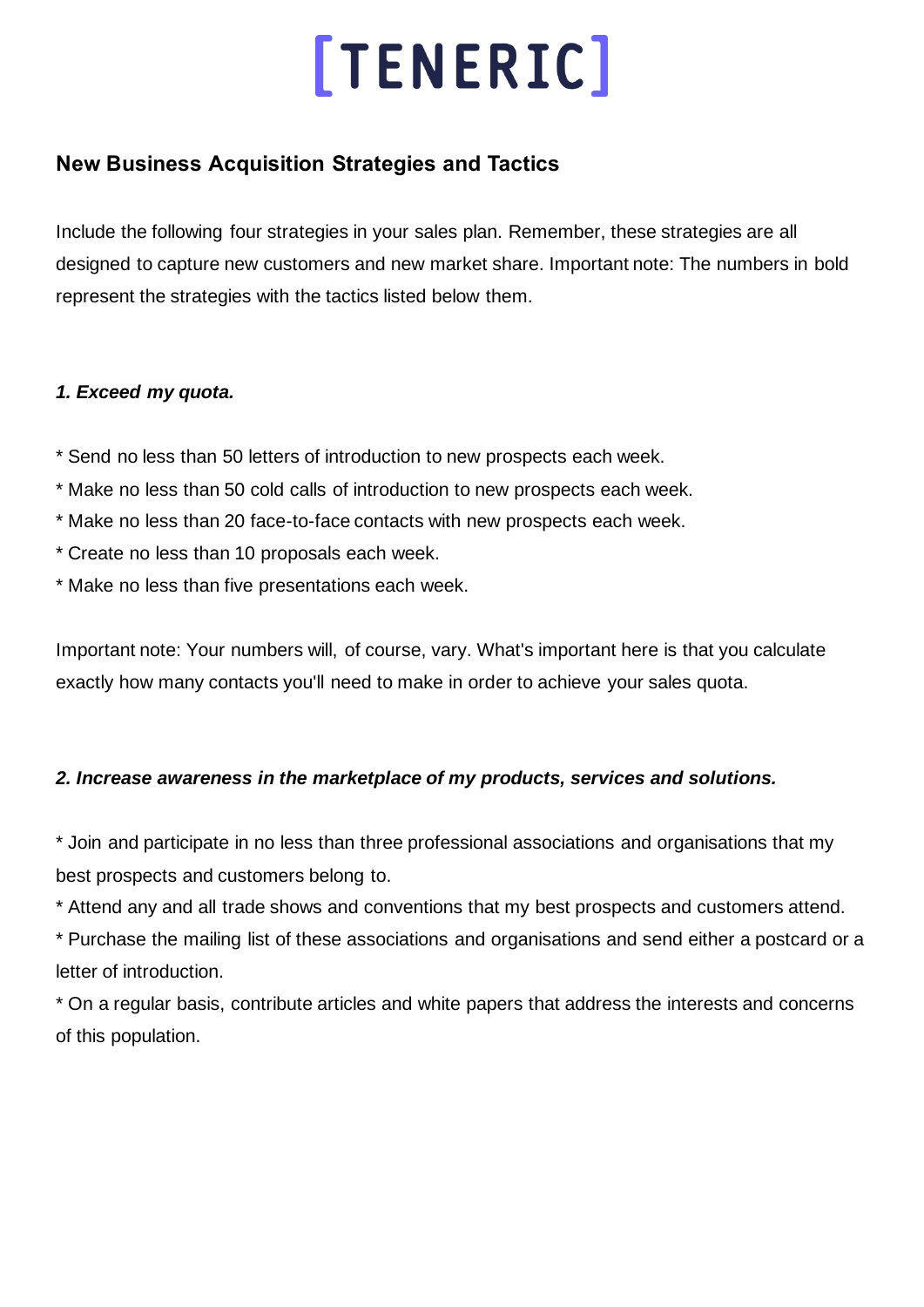# [TENERIC]

## New Business Acquisition Strategies and Tactics

Include the following four strategies in your sales plan. Remember, these strategies are all designed to capture new customers and new market share. Important note: The numbers in bold represent the strategies with the tactics listed below them.

***1. Exceed my quota.***

* Send no less than 50 letters of introduction to new prospects each week.
* Make no less than 50 cold calls of introduction to new prospects each week.
* Make no less than 20 face-to-face contacts with new prospects each week.
* Create no less than 10 proposals each week.
* Make no less than five presentations each week.

Important note: Your numbers will, of course, vary. What's important here is that you calculate exactly how many contacts you'll need to make in order to achieve your sales quota.

***2. Increase awareness in the marketplace of my products, services and solutions.***

* Join and participate in no less than three professional associations and organisations that my best prospects and customers belong to.
* Attend any and all trade shows and conventions that my best prospects and customers attend.
* Purchase the mailing list of these associations and organisations and send either a postcard or a letter of introduction.
* On a regular basis, contribute articles and white papers that address the interests and concerns of this population.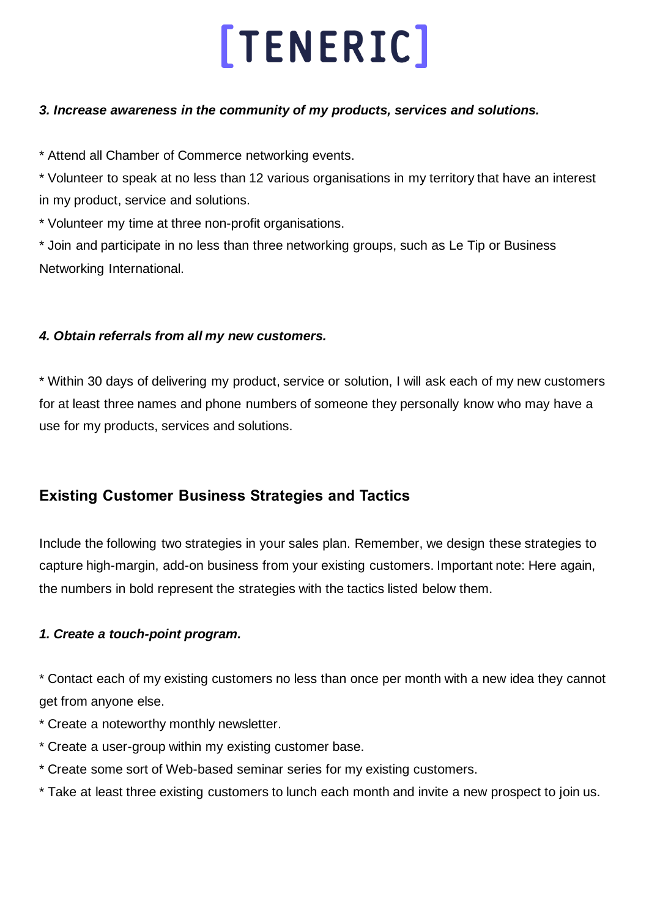***3. Increase awareness in the community of my products, services and solutions.***

* Attend all Chamber of Commerce networking events.
* Volunteer to speak at no less than 12 various organisations in my territory that have an interest in my product, service and solutions.
* Volunteer my time at three non-profit organisations.
* Join and participate in no less than three networking groups, such as Le Tip or Business Networking International.

***4. Obtain referrals from all my new customers.***

* Within 30 days of delivering my product, service or solution, I will ask each of my new customers for at least three names and phone numbers of someone they personally know who may have a use for my products, services and solutions.

## Existing Customer Business Strategies and Tactics

Include the following two strategies in your sales plan. Remember, we design these strategies to capture high-margin, add-on business from your existing customers. Important note: Here again, the numbers in bold represent the strategies with the tactics listed below them.

***1. Create a touch-point program.***

* Contact each of my existing customers no less than once per month with a new idea they cannot get from anyone else.
* Create a noteworthy monthly newsletter.
* Create a user-group within my existing customer base.
* Create some sort of Web-based seminar series for my existing customers.
* Take at least three existing customers to lunch each month and invite a new prospect to join us.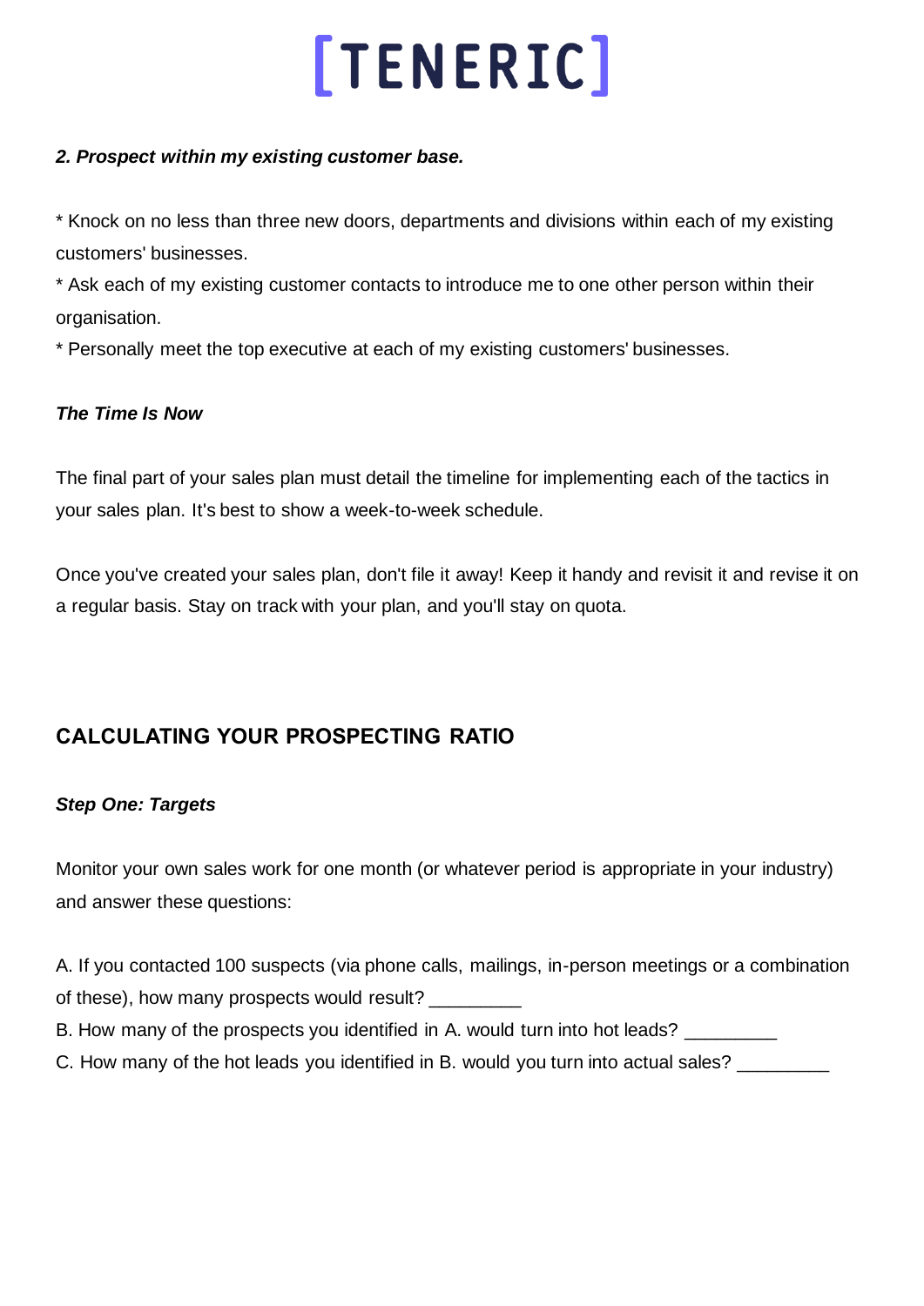***2. Prospect within my existing customer base.***

* Knock on no less than three new doors, departments and divisions within each of my existing customers' businesses.
* Ask each of my existing customer contacts to introduce me to one other person within their organisation.
* Personally meet the top executive at each of my existing customers' businesses.

***The Time Is Now***

The final part of your sales plan must detail the timeline for implementing each of the tactics in your sales plan. It's best to show a week-to-week schedule.

Once you've created your sales plan, don't file it away! Keep it handy and revisit it and revise it on a regular basis. Stay on track with your plan, and you'll stay on quota.

## CALCULATING YOUR PROSPECTING RATIO

***Step One: Targets***

Monitor your own sales work for one month (or whatever period is appropriate in your industry) and answer these questions:

A. If you contacted 100 suspects (via phone calls, mailings, in-person meetings or a combination of these), how many prospects would result? _________
B. How many of the prospects you identified in A. would turn into hot leads? _________
C. How many of the hot leads you identified in B. would you turn into actual sales? _________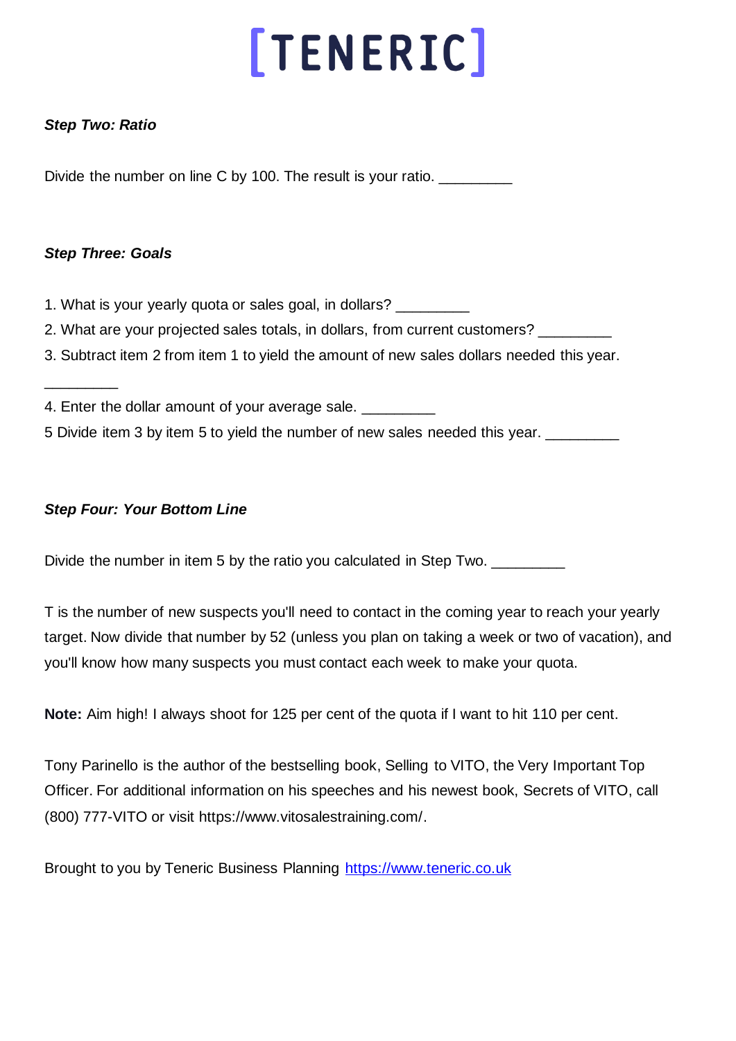***Step Two: Ratio***

Divide the number on line C by 100. The result is your ratio. _________

***Step Three: Goals***

1. What is your yearly quota or sales goal, in dollars? _________
2. What are your projected sales totals, in dollars, from current customers? _________
3. Subtract item 2 from item 1 to yield the amount of new sales dollars needed this year.

_________

4. Enter the dollar amount of your average sale. _________

5 Divide item 3 by item 5 to yield the number of new sales needed this year. _________

***Step Four: Your Bottom Line***

Divide the number in item 5 by the ratio you calculated in Step Two. _________

T is the number of new suspects you'll need to contact in the coming year to reach your yearly target. Now divide that number by 52 (unless you plan on taking a week or two of vacation), and you'll know how many suspects you must contact each week to make your quota.

**Note:** Aim high! I always shoot for 125 per cent of the quota if I want to hit 110 per cent.

Tony Parinello is the author of the bestselling book, Selling to VITO, the Very Important Top Officer. For additional information on his speeches and his newest book, Secrets of VITO, call (800) 777-VITO or visit https://www.vitosalestraining.com/.

Brought to you by Teneric Business Planning https://www.teneric.co.uk